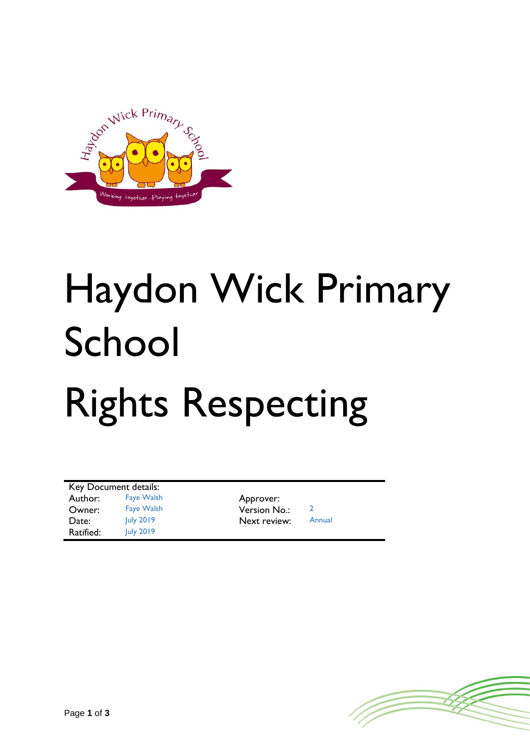# Haydon Wick Primary School

# Rights Respecting

| Key Document details: | | | |
|---|---|---|---|
| Author: | Faye Walsh | Approver: | |
| Owner: | Faye Walsh | Version No.: | 2 |
| Date: | July 2019 | Next review: | Annual |
| Ratified: | July 2019 | | |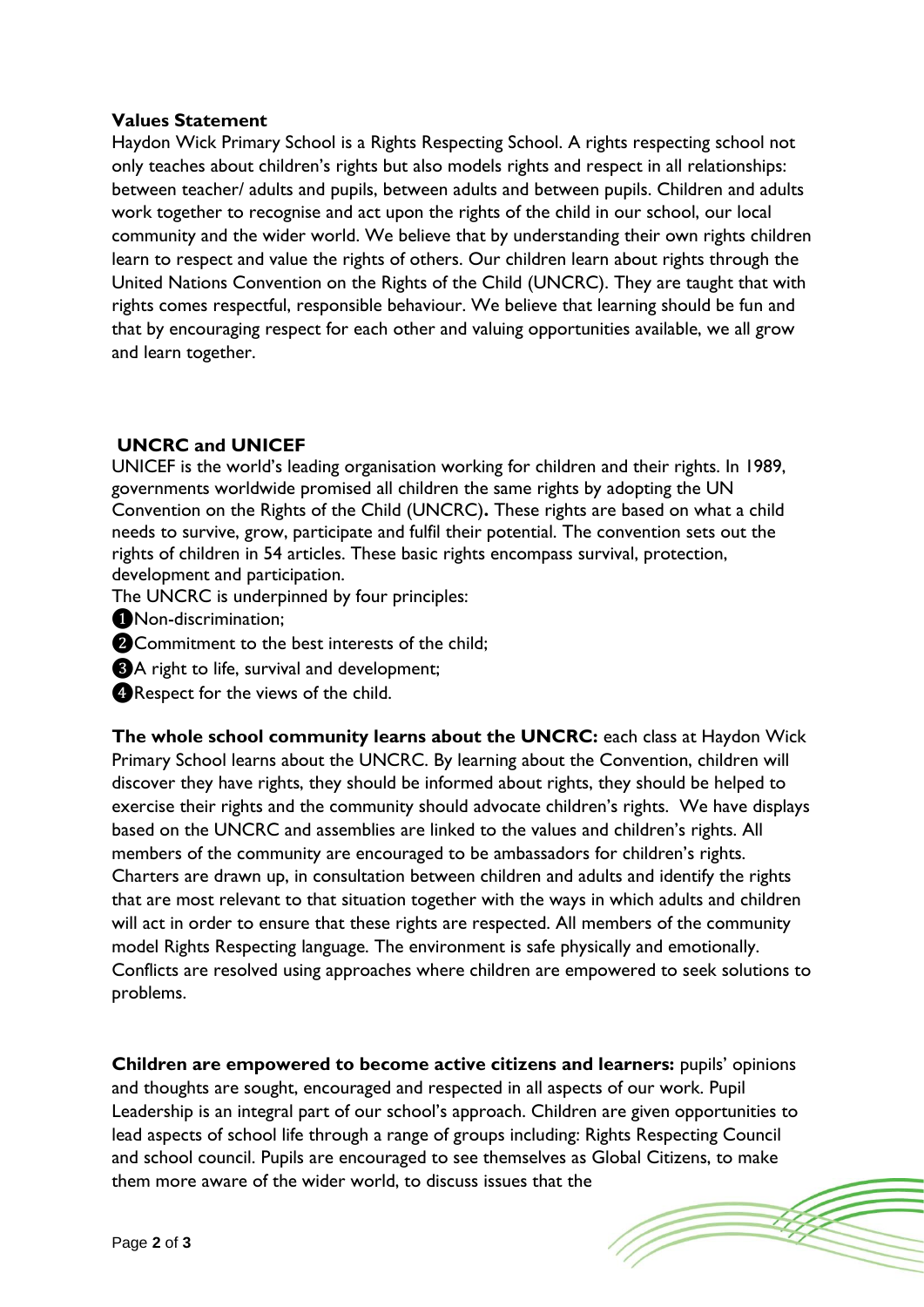**Values Statement**

Haydon Wick Primary School is a Rights Respecting School. A rights respecting school not only teaches about children's rights but also models rights and respect in all relationships: between teacher/ adults and pupils, between adults and between pupils. Children and adults work together to recognise and act upon the rights of the child in our school, our local community and the wider world. We believe that by understanding their own rights children learn to respect and value the rights of others. Our children learn about rights through the United Nations Convention on the Rights of the Child (UNCRC). They are taught that with rights comes respectful, responsible behaviour. We believe that learning should be fun and that by encouraging respect for each other and valuing opportunities available, we all grow and learn together.

**UNCRC and UNICEF**

UNICEF is the world's leading organisation working for children and their rights. In 1989, governments worldwide promised all children the same rights by adopting the UN Convention on the Rights of the Child (UNCRC)**.** These rights are based on what a child needs to survive, grow, participate and fulfil their potential. The convention sets out the rights of children in 54 articles. These basic rights encompass survival, protection, development and participation.

The UNCRC is underpinned by four principles:

❶Non-discrimination;

❷Commitment to the best interests of the child;

❸A right to life, survival and development;

❹Respect for the views of the child.

**The whole school community learns about the UNCRC:** each class at Haydon Wick Primary School learns about the UNCRC. By learning about the Convention, children will discover they have rights, they should be informed about rights, they should be helped to exercise their rights and the community should advocate children's rights. We have displays based on the UNCRC and assemblies are linked to the values and children's rights. All members of the community are encouraged to be ambassadors for children's rights. Charters are drawn up, in consultation between children and adults and identify the rights that are most relevant to that situation together with the ways in which adults and children will act in order to ensure that these rights are respected. All members of the community model Rights Respecting language. The environment is safe physically and emotionally. Conflicts are resolved using approaches where children are empowered to seek solutions to problems.

**Children are empowered to become active citizens and learners:** pupils' opinions and thoughts are sought, encouraged and respected in all aspects of our work. Pupil Leadership is an integral part of our school's approach. Children are given opportunities to lead aspects of school life through a range of groups including: Rights Respecting Council and school council. Pupils are encouraged to see themselves as Global Citizens, to make them more aware of the wider world, to discuss issues that the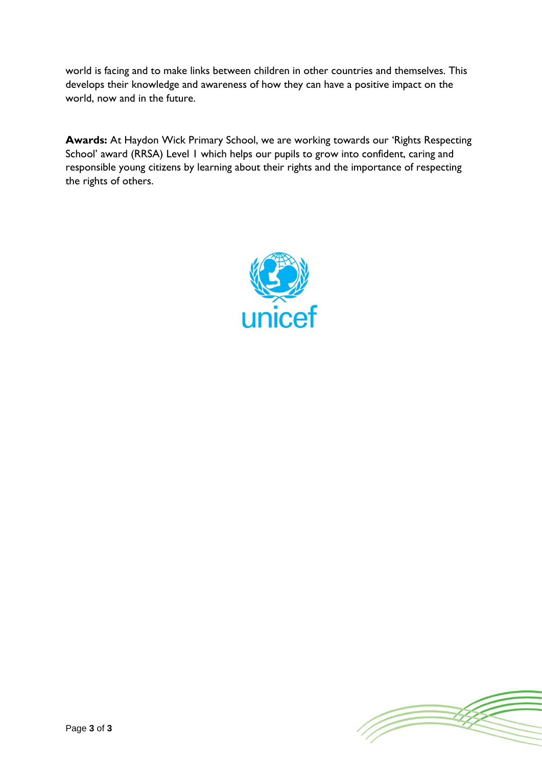world is facing and to make links between children in other countries and themselves. This develops their knowledge and awareness of how they can have a positive impact on the world, now and in the future.

**Awards:** At Haydon Wick Primary School, we are working towards our 'Rights Respecting School' award (RRSA) Level 1 which helps our pupils to grow into confident, caring and responsible young citizens by learning about their rights and the importance of respecting the rights of others.

unicef